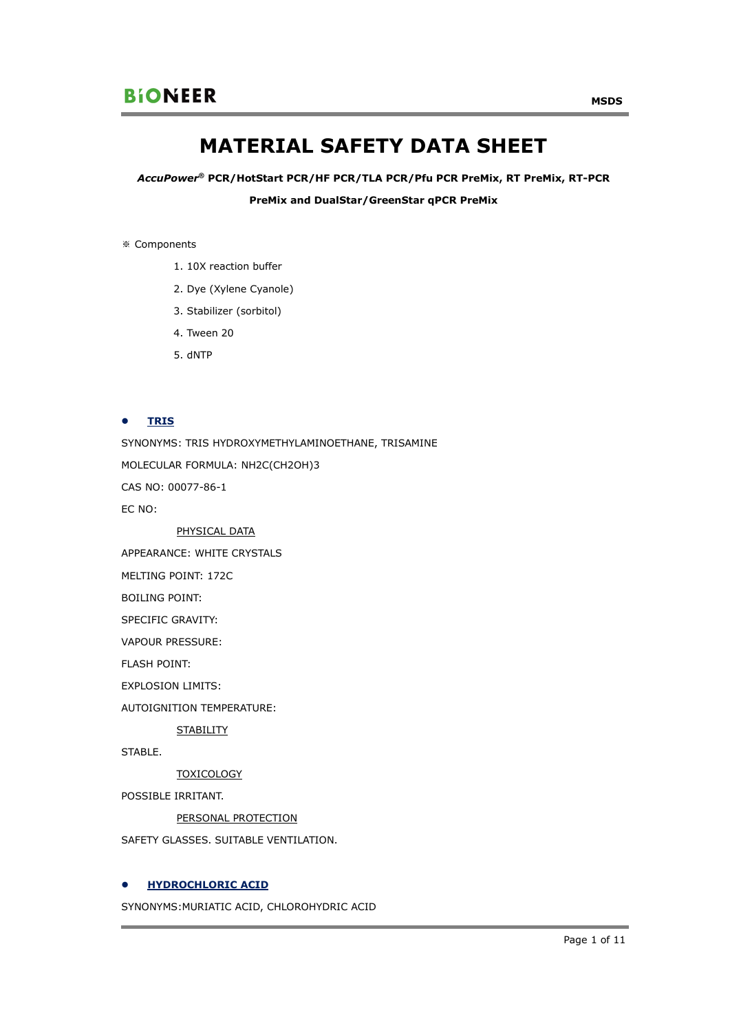# MATERIAL SAFETY DATA SHEET

***AccuPower*® PCR/HotStart PCR/HF PCR/TLA PCR/Pfu PCR PreMix, RT PreMix, RT-PCR PreMix and DualStar/GreenStar qPCR PreMix**

※ Components

1. 10X reaction buffer
2. Dye (Xylene Cyanole)
3. Stabilizer (sorbitol)
4. Tween 20
5. dNTP

- **TRIS**

SYNONYMS: TRIS HYDROXYMETHYLAMINOETHANE, TRISAMINE

MOLECULAR FORMULA: $NH_2C(CH_2OH)_3$

CAS NO: 00077-86-1

EC NO:

PHYSICAL DATA

APPEARANCE: WHITE CRYSTALS

MELTING POINT: 172C

BOILING POINT:

SPECIFIC GRAVITY:

VAPOUR PRESSURE:

FLASH POINT:

EXPLOSION LIMITS:

AUTOIGNITION TEMPERATURE:

STABILITY

STABLE.

TOXICOLOGY

POSSIBLE IRRITANT.

PERSONAL PROTECTION

SAFETY GLASSES. SUITABLE VENTILATION.

- **HYDROCHLORIC ACID**

SYNONYMS:MURIATIC ACID, CHLOROHYDRIC ACID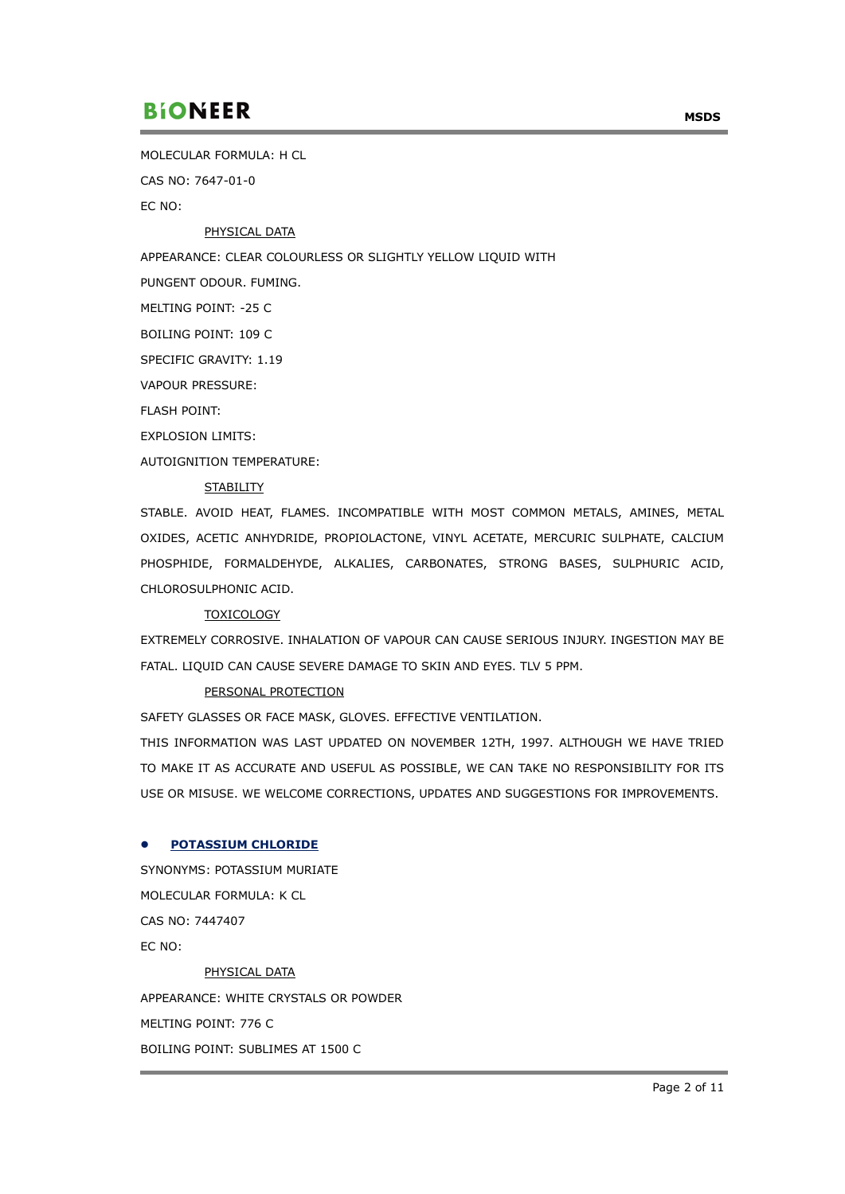MOLECULAR FORMULA: H CL

CAS NO: 7647-01-0

EC NO:

PHYSICAL DATA

APPEARANCE: CLEAR COLOURLESS OR SLIGHTLY YELLOW LIQUID WITH

PUNGENT ODOUR. FUMING.

MELTING POINT: -25 C

BOILING POINT: 109 C

SPECIFIC GRAVITY: 1.19

VAPOUR PRESSURE:

FLASH POINT:

EXPLOSION LIMITS:

AUTOIGNITION TEMPERATURE:

STABILITY

STABLE. AVOID HEAT, FLAMES. INCOMPATIBLE WITH MOST COMMON METALS, AMINES, METAL OXIDES, ACETIC ANHYDRIDE, PROPIOLACTONE, VINYL ACETATE, MERCURIC SULPHATE, CALCIUM PHOSPHIDE, FORMALDEHYDE, ALKALIES, CARBONATES, STRONG BASES, SULPHURIC ACID, CHLOROSULPHONIC ACID.

TOXICOLOGY

EXTREMELY CORROSIVE. INHALATION OF VAPOUR CAN CAUSE SERIOUS INJURY. INGESTION MAY BE FATAL. LIQUID CAN CAUSE SEVERE DAMAGE TO SKIN AND EYES. TLV 5 PPM.

PERSONAL PROTECTION

SAFETY GLASSES OR FACE MASK, GLOVES. EFFECTIVE VENTILATION.

THIS INFORMATION WAS LAST UPDATED ON NOVEMBER 12TH, 1997. ALTHOUGH WE HAVE TRIED TO MAKE IT AS ACCURATE AND USEFUL AS POSSIBLE, WE CAN TAKE NO RESPONSIBILITY FOR ITS USE OR MISUSE. WE WELCOME CORRECTIONS, UPDATES AND SUGGESTIONS FOR IMPROVEMENTS.

- **POTASSIUM CHLORIDE**

SYNONYMS: POTASSIUM MURIATE

MOLECULAR FORMULA: K CL

CAS NO: 7447407

EC NO:

PHYSICAL DATA

APPEARANCE: WHITE CRYSTALS OR POWDER

MELTING POINT: 776 C

BOILING POINT: SUBLIMES AT 1500 C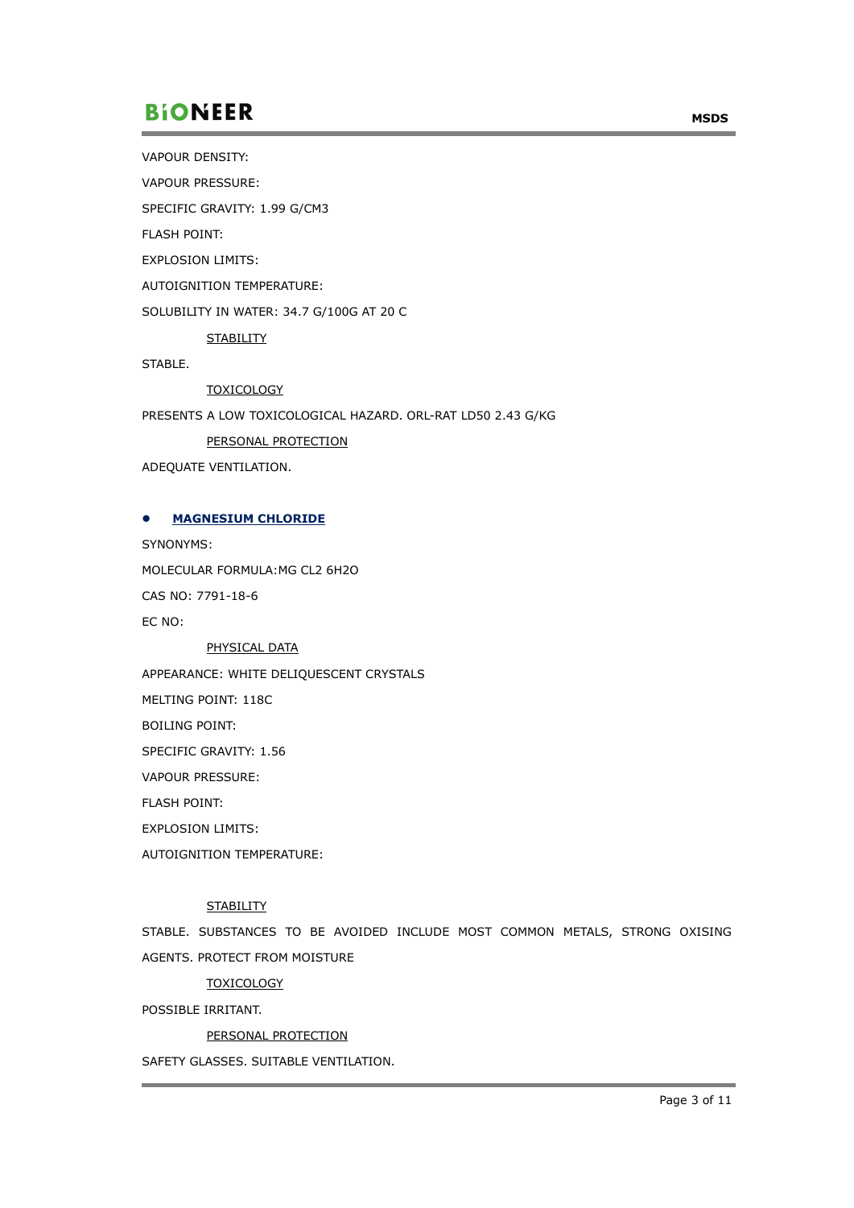VAPOUR DENSITY:

VAPOUR PRESSURE:

SPECIFIC GRAVITY: 1.99 G/CM3

FLASH POINT:

EXPLOSION LIMITS:

AUTOIGNITION TEMPERATURE:

SOLUBILITY IN WATER: 34.7 G/100G AT 20 C

STABILITY

STABLE.

TOXICOLOGY

PRESENTS A LOW TOXICOLOGICAL HAZARD. ORL-RAT LD50 2.43 G/KG

PERSONAL PROTECTION

ADEQUATE VENTILATION.

- **MAGNESIUM CHLORIDE**

SYNONYMS:

MOLECULAR FORMULA:MG CL2 6H2O

CAS NO: 7791-18-6

EC NO:

PHYSICAL DATA

APPEARANCE: WHITE DELIQUESCENT CRYSTALS

MELTING POINT: 118C

BOILING POINT:

SPECIFIC GRAVITY: 1.56

VAPOUR PRESSURE:

FLASH POINT:

EXPLOSION LIMITS:

AUTOIGNITION TEMPERATURE:

STABILITY

STABLE. SUBSTANCES TO BE AVOIDED INCLUDE MOST COMMON METALS, STRONG OXISING AGENTS. PROTECT FROM MOISTURE

TOXICOLOGY

POSSIBLE IRRITANT.

PERSONAL PROTECTION

SAFETY GLASSES. SUITABLE VENTILATION.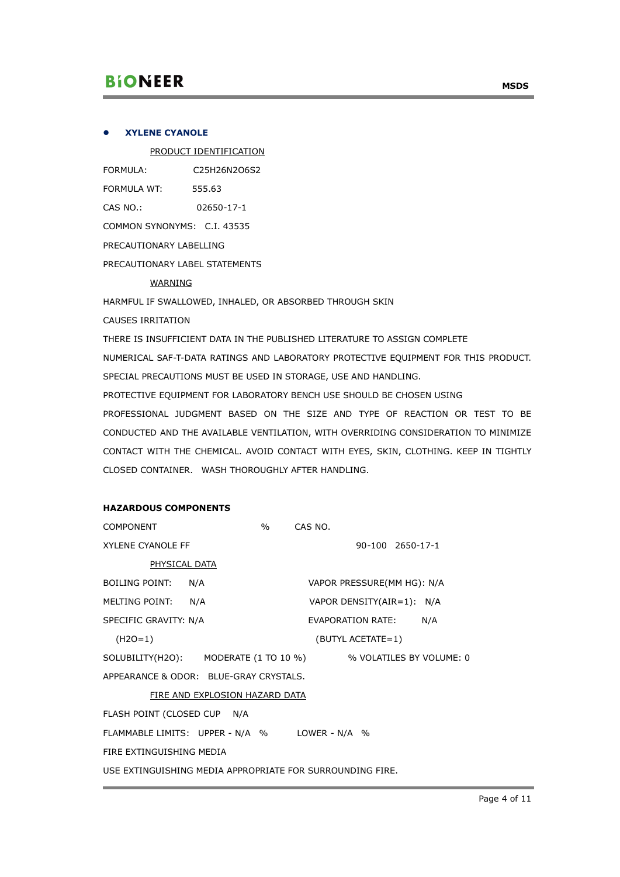- **XYLENE CYANOLE**

PRODUCT IDENTIFICATION

FORMULA: $C_{25}H_{26}N_2O_6S_2$

FORMULA WT: 555.63

CAS NO.: 02650-17-1

COMMON SYNONYMS: C.I. 43535

PRECAUTIONARY LABELLING

PRECAUTIONARY LABEL STATEMENTS

WARNING

HARMFUL IF SWALLOWED, INHALED, OR ABSORBED THROUGH SKIN

CAUSES IRRITATION

THERE IS INSUFFICIENT DATA IN THE PUBLISHED LITERATURE TO ASSIGN COMPLETE NUMERICAL SAF-T-DATA RATINGS AND LABORATORY PROTECTIVE EQUIPMENT FOR THIS PRODUCT. SPECIAL PRECAUTIONS MUST BE USED IN STORAGE, USE AND HANDLING.

PROTECTIVE EQUIPMENT FOR LABORATORY BENCH USE SHOULD BE CHOSEN USING PROFESSIONAL JUDGMENT BASED ON THE SIZE AND TYPE OF REACTION OR TEST TO BE CONDUCTED AND THE AVAILABLE VENTILATION, WITH OVERRIDING CONSIDERATION TO MINIMIZE CONTACT WITH THE CHEMICAL. AVOID CONTACT WITH EYES, SKIN, CLOTHING. KEEP IN TIGHTLY CLOSED CONTAINER. WASH THOROUGHLY AFTER HANDLING.

**HAZARDOUS COMPONENTS**

| COMPONENT | % | CAS NO. |
|---|---|---|
| XYLENE CYANOLE FF | 90-100 | 2650-17-1 |

PHYSICAL DATA

BOILING POINT: N/A

VAPOR PRESSURE(MM HG): N/A

MELTING POINT: N/A

VAPOR DENSITY(AIR=1): N/A

SPECIFIC GRAVITY: N/A (H2O=1)

EVAPORATION RATE: N/A (BUTYL ACETATE=1)

SOLUBILITY(H2O): MODERATE (1 TO 10 %)

% VOLATILES BY VOLUME: 0

APPEARANCE & ODOR: BLUE-GRAY CRYSTALS.

FIRE AND EXPLOSION HAZARD DATA

FLASH POINT (CLOSED CUP N/A

FLAMMABLE LIMITS: UPPER - N/A % LOWER - N/A %

FIRE EXTINGUISHING MEDIA

USE EXTINGUISHING MEDIA APPROPRIATE FOR SURROUNDING FIRE.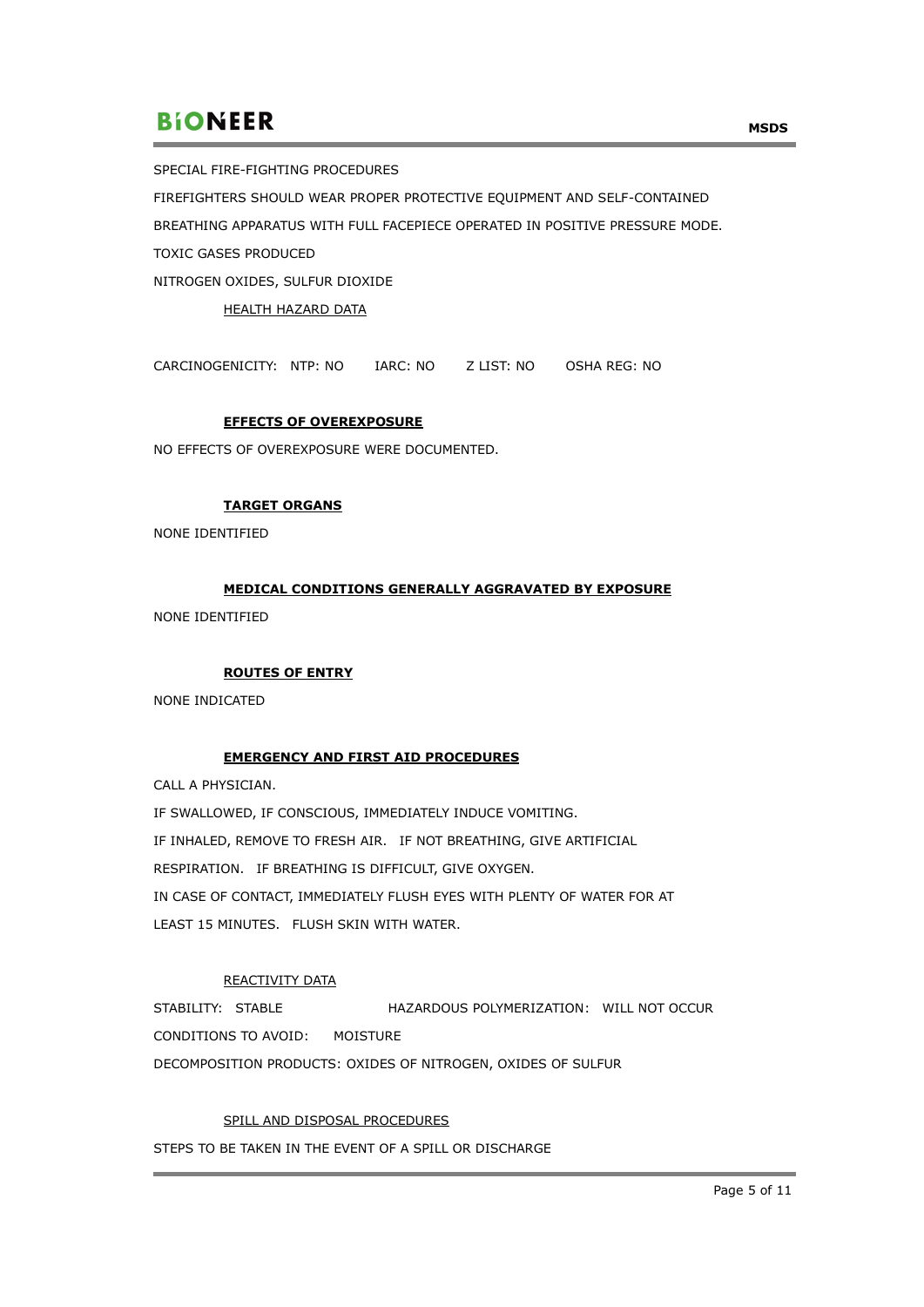SPECIAL FIRE-FIGHTING PROCEDURES

FIREFIGHTERS SHOULD WEAR PROPER PROTECTIVE EQUIPMENT AND SELF-CONTAINED BREATHING APPARATUS WITH FULL FACEPIECE OPERATED IN POSITIVE PRESSURE MODE.

TOXIC GASES PRODUCED

NITROGEN OXIDES, SULFUR DIOXIDE

## HEALTH HAZARD DATA

CARCINOGENICITY: NTP: NO IARC: NO Z LIST: NO OSHA REG: NO

### EFFECTS OF OVEREXPOSURE

NO EFFECTS OF OVEREXPOSURE WERE DOCUMENTED.

### TARGET ORGANS

NONE IDENTIFIED

### MEDICAL CONDITIONS GENERALLY AGGRAVATED BY EXPOSURE

NONE IDENTIFIED

### ROUTES OF ENTRY

NONE INDICATED

### EMERGENCY AND FIRST AID PROCEDURES

CALL A PHYSICIAN.

IF SWALLOWED, IF CONSCIOUS, IMMEDIATELY INDUCE VOMITING.

IF INHALED, REMOVE TO FRESH AIR. IF NOT BREATHING, GIVE ARTIFICIAL RESPIRATION. IF BREATHING IS DIFFICULT, GIVE OXYGEN.

IN CASE OF CONTACT, IMMEDIATELY FLUSH EYES WITH PLENTY OF WATER FOR AT LEAST 15 MINUTES. FLUSH SKIN WITH WATER.

## REACTIVITY DATA

STABILITY: STABLE HAZARDOUS POLYMERIZATION: WILL NOT OCCUR

CONDITIONS TO AVOID: MOISTURE

DECOMPOSITION PRODUCTS: OXIDES OF NITROGEN, OXIDES OF SULFUR

## SPILL AND DISPOSAL PROCEDURES

STEPS TO BE TAKEN IN THE EVENT OF A SPILL OR DISCHARGE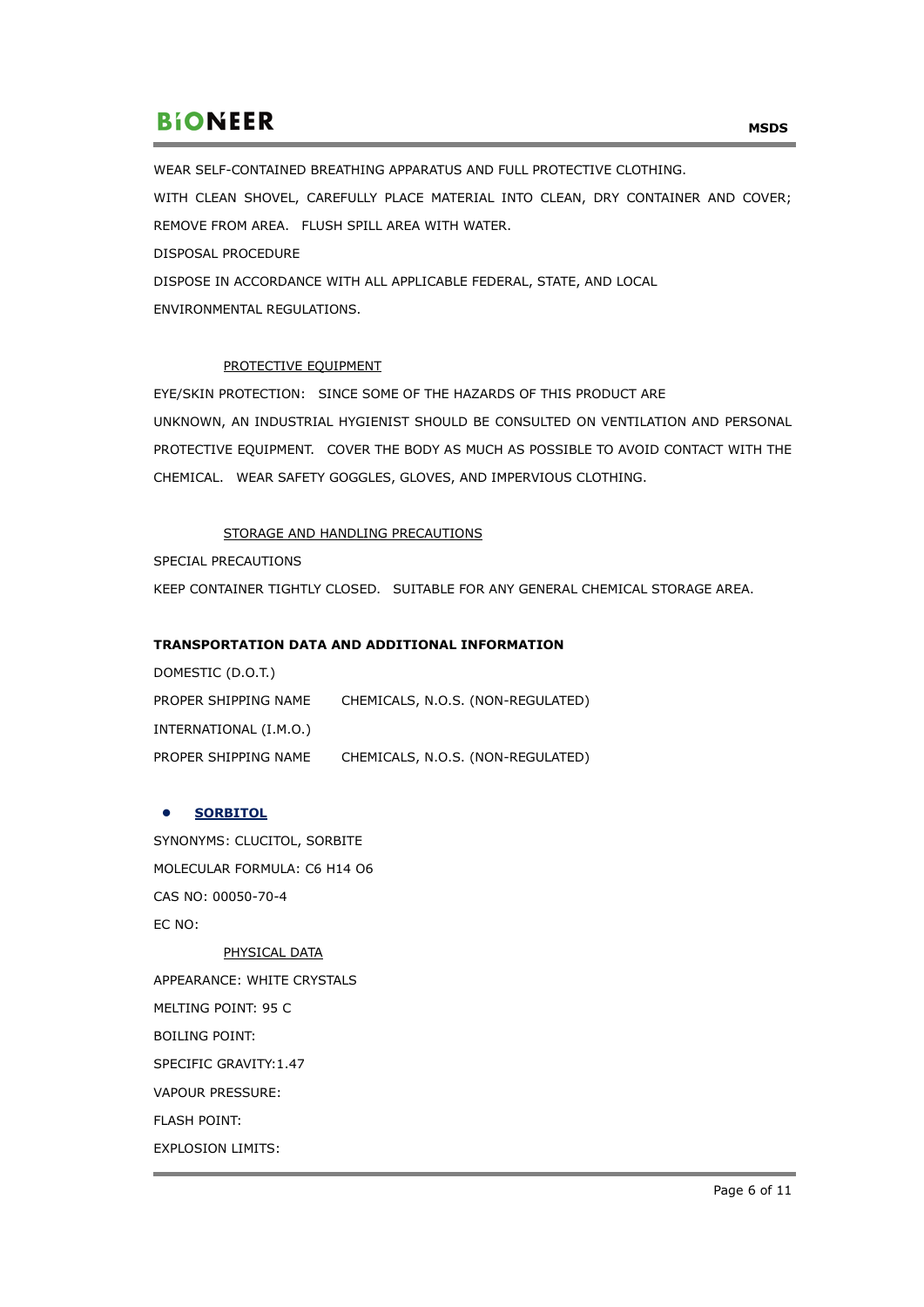WEAR SELF-CONTAINED BREATHING APPARATUS AND FULL PROTECTIVE CLOTHING.

WITH CLEAN SHOVEL, CAREFULLY PLACE MATERIAL INTO CLEAN, DRY CONTAINER AND COVER; REMOVE FROM AREA. FLUSH SPILL AREA WITH WATER.

DISPOSAL PROCEDURE

DISPOSE IN ACCORDANCE WITH ALL APPLICABLE FEDERAL, STATE, AND LOCAL ENVIRONMENTAL REGULATIONS.

PROTECTIVE EQUIPMENT

EYE/SKIN PROTECTION: SINCE SOME OF THE HAZARDS OF THIS PRODUCT ARE UNKNOWN, AN INDUSTRIAL HYGIENIST SHOULD BE CONSULTED ON VENTILATION AND PERSONAL PROTECTIVE EQUIPMENT. COVER THE BODY AS MUCH AS POSSIBLE TO AVOID CONTACT WITH THE CHEMICAL. WEAR SAFETY GOGGLES, GLOVES, AND IMPERVIOUS CLOTHING.

STORAGE AND HANDLING PRECAUTIONS

SPECIAL PRECAUTIONS

KEEP CONTAINER TIGHTLY CLOSED. SUITABLE FOR ANY GENERAL CHEMICAL STORAGE AREA.

**TRANSPORTATION DATA AND ADDITIONAL INFORMATION**

DOMESTIC (D.O.T.)

PROPER SHIPPING NAME CHEMICALS, N.O.S. (NON-REGULATED)

INTERNATIONAL (I.M.O.)

PROPER SHIPPING NAME CHEMICALS, N.O.S. (NON-REGULATED)

- **SORBITOL**

SYNONYMS: CLUCITOL, SORBITE

MOLECULAR FORMULA: C6 H14 O6

CAS NO: 00050-70-4

EC NO:

PHYSICAL DATA

APPEARANCE: WHITE CRYSTALS

MELTING POINT: 95 C

BOILING POINT:

SPECIFIC GRAVITY:1.47

VAPOUR PRESSURE:

FLASH POINT:

EXPLOSION LIMITS: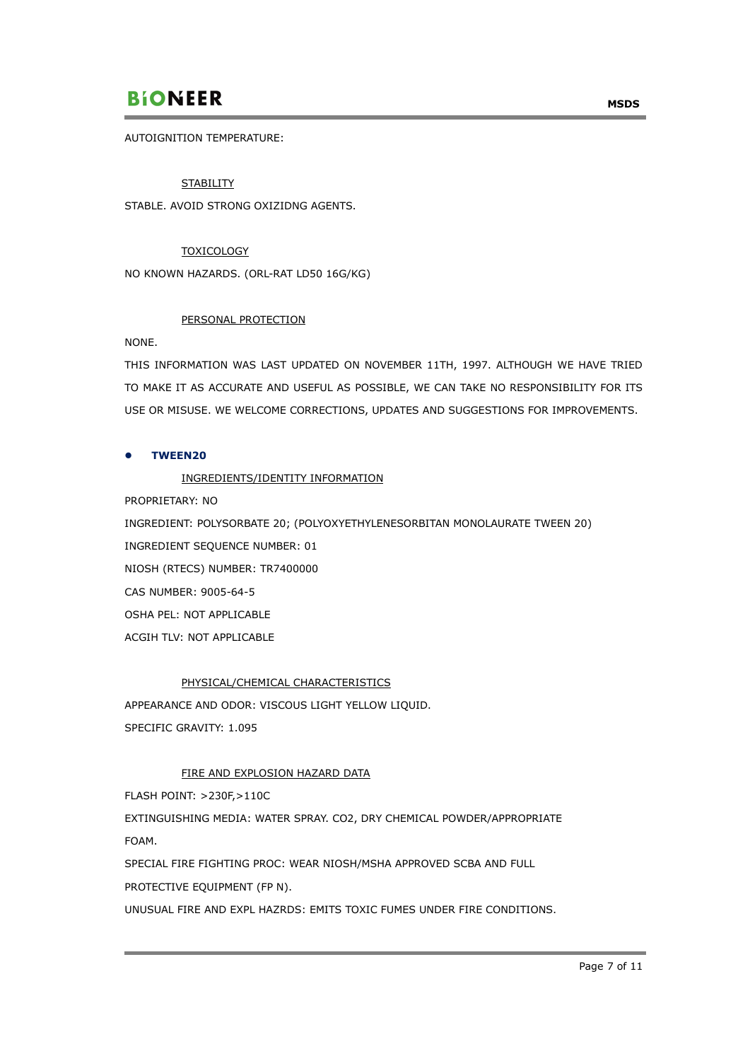AUTOIGNITION TEMPERATURE:

STABILITY

STABLE. AVOID STRONG OXIZIDNG AGENTS.

TOXICOLOGY

NO KNOWN HAZARDS. (ORL-RAT LD50 16G/KG)

PERSONAL PROTECTION

NONE.

THIS INFORMATION WAS LAST UPDATED ON NOVEMBER 11TH, 1997. ALTHOUGH WE HAVE TRIED TO MAKE IT AS ACCURATE AND USEFUL AS POSSIBLE, WE CAN TAKE NO RESPONSIBILITY FOR ITS USE OR MISUSE. WE WELCOME CORRECTIONS, UPDATES AND SUGGESTIONS FOR IMPROVEMENTS.

- **TWEEN20**

INGREDIENTS/IDENTITY INFORMATION

PROPRIETARY: NO

INGREDIENT: POLYSORBATE 20; (POLYOXYETHYLENESORBITAN MONOLAURATE TWEEN 20)

INGREDIENT SEQUENCE NUMBER: 01

NIOSH (RTECS) NUMBER: TR7400000

CAS NUMBER: 9005-64-5

OSHA PEL: NOT APPLICABLE

ACGIH TLV: NOT APPLICABLE

PHYSICAL/CHEMICAL CHARACTERISTICS

APPEARANCE AND ODOR: VISCOUS LIGHT YELLOW LIQUID.

SPECIFIC GRAVITY: 1.095

FIRE AND EXPLOSION HAZARD DATA

FLASH POINT: >230F,>110C

EXTINGUISHING MEDIA: WATER SPRAY. CO2, DRY CHEMICAL POWDER/APPROPRIATE FOAM.

SPECIAL FIRE FIGHTING PROC: WEAR NIOSH/MSHA APPROVED SCBA AND FULL PROTECTIVE EQUIPMENT (FP N).

UNUSUAL FIRE AND EXPL HAZRDS: EMITS TOXIC FUMES UNDER FIRE CONDITIONS.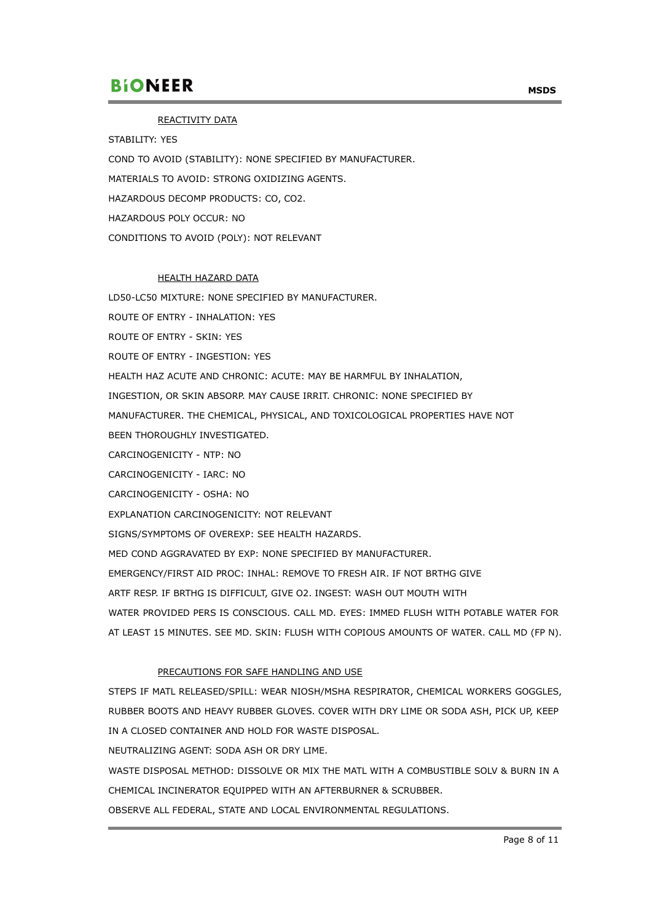## REACTIVITY DATA

STABILITY: YES

COND TO AVOID (STABILITY): NONE SPECIFIED BY MANUFACTURER.

MATERIALS TO AVOID: STRONG OXIDIZING AGENTS.

HAZARDOUS DECOMP PRODUCTS: CO, $CO_2$.

HAZARDOUS POLY OCCUR: NO

CONDITIONS TO AVOID (POLY): NOT RELEVANT

## HEALTH HAZARD DATA

LD50-LC50 MIXTURE: NONE SPECIFIED BY MANUFACTURER.

ROUTE OF ENTRY - INHALATION: YES

ROUTE OF ENTRY - SKIN: YES

ROUTE OF ENTRY - INGESTION: YES

HEALTH HAZ ACUTE AND CHRONIC: ACUTE: MAY BE HARMFUL BY INHALATION, INGESTION, OR SKIN ABSORP. MAY CAUSE IRRIT. CHRONIC: NONE SPECIFIED BY MANUFACTURER. THE CHEMICAL, PHYSICAL, AND TOXICOLOGICAL PROPERTIES HAVE NOT BEEN THOROUGHLY INVESTIGATED.

CARCINOGENICITY - NTP: NO

CARCINOGENICITY - IARC: NO

CARCINOGENICITY - OSHA: NO

EXPLANATION CARCINOGENICITY: NOT RELEVANT

SIGNS/SYMPTOMS OF OVEREXP: SEE HEALTH HAZARDS.

MED COND AGGRAVATED BY EXP: NONE SPECIFIED BY MANUFACTURER.

EMERGENCY/FIRST AID PROC: INHAL: REMOVE TO FRESH AIR. IF NOT BRTHG GIVE ARTF RESP. IF BRTHG IS DIFFICULT, GIVE $O_2$. INGEST: WASH OUT MOUTH WITH WATER PROVIDED PERS IS CONSCIOUS. CALL MD. EYES: IMMED FLUSH WITH POTABLE WATER FOR AT LEAST 15 MINUTES. SEE MD. SKIN: FLUSH WITH COPIOUS AMOUNTS OF WATER. CALL MD (FP N).

## PRECAUTIONS FOR SAFE HANDLING AND USE

STEPS IF MATL RELEASED/SPILL: WEAR NIOSH/MSHA RESPIRATOR, CHEMICAL WORKERS GOGGLES, RUBBER BOOTS AND HEAVY RUBBER GLOVES. COVER WITH DRY LIME OR SODA ASH, PICK UP, KEEP IN A CLOSED CONTAINER AND HOLD FOR WASTE DISPOSAL.

NEUTRALIZING AGENT: SODA ASH OR DRY LIME.

WASTE DISPOSAL METHOD: DISSOLVE OR MIX THE MATL WITH A COMBUSTIBLE SOLV & BURN IN A CHEMICAL INCINERATOR EQUIPPED WITH AN AFTERBURNER & SCRUBBER.

OBSERVE ALL FEDERAL, STATE AND LOCAL ENVIRONMENTAL REGULATIONS.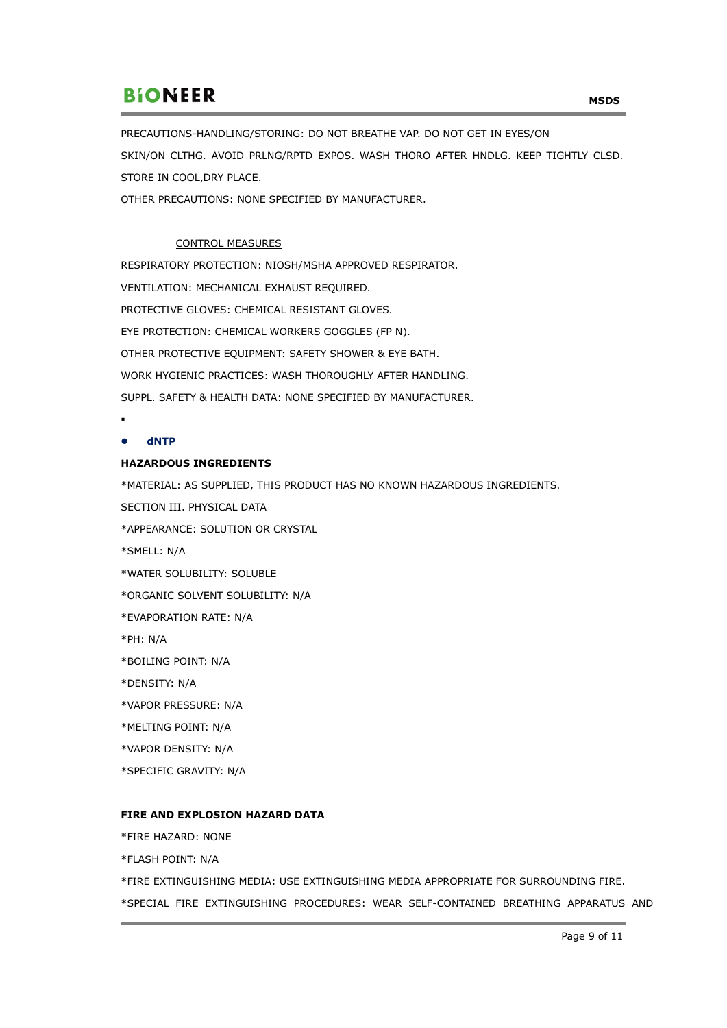PRECAUTIONS-HANDLING/STORING: DO NOT BREATHE VAP. DO NOT GET IN EYES/ON SKIN/ON CLTHG. AVOID PRLNG/RPTD EXPOS. WASH THORO AFTER HNDLG. KEEP TIGHTLY CLSD. STORE IN COOL,DRY PLACE.

OTHER PRECAUTIONS: NONE SPECIFIED BY MANUFACTURER.

CONTROL MEASURES

RESPIRATORY PROTECTION: NIOSH/MSHA APPROVED RESPIRATOR.

VENTILATION: MECHANICAL EXHAUST REQUIRED.

PROTECTIVE GLOVES: CHEMICAL RESISTANT GLOVES.

EYE PROTECTION: CHEMICAL WORKERS GOGGLES (FP N).

OTHER PROTECTIVE EQUIPMENT: SAFETY SHOWER & EYE BATH.

WORK HYGIENIC PRACTICES: WASH THOROUGHLY AFTER HANDLING.

SUPPL. SAFETY & HEALTH DATA: NONE SPECIFIED BY MANUFACTURER.

- **dNTP**

**HAZARDOUS INGREDIENTS**

*MATERIAL: AS SUPPLIED, THIS PRODUCT HAS NO KNOWN HAZARDOUS INGREDIENTS.

SECTION III. PHYSICAL DATA

*APPEARANCE: SOLUTION OR CRYSTAL

*SMELL: N/A

*WATER SOLUBILITY: SOLUBLE

*ORGANIC SOLVENT SOLUBILITY: N/A

*EVAPORATION RATE: N/A

*PH: N/A

*BOILING POINT: N/A

*DENSITY: N/A

*VAPOR PRESSURE: N/A

*MELTING POINT: N/A

*VAPOR DENSITY: N/A

*SPECIFIC GRAVITY: N/A

**FIRE AND EXPLOSION HAZARD DATA**

*FIRE HAZARD: NONE

*FLASH POINT: N/A

*FIRE EXTINGUISHING MEDIA: USE EXTINGUISHING MEDIA APPROPRIATE FOR SURROUNDING FIRE.

*SPECIAL FIRE EXTINGUISHING PROCEDURES: WEAR SELF-CONTAINED BREATHING APPARATUS AND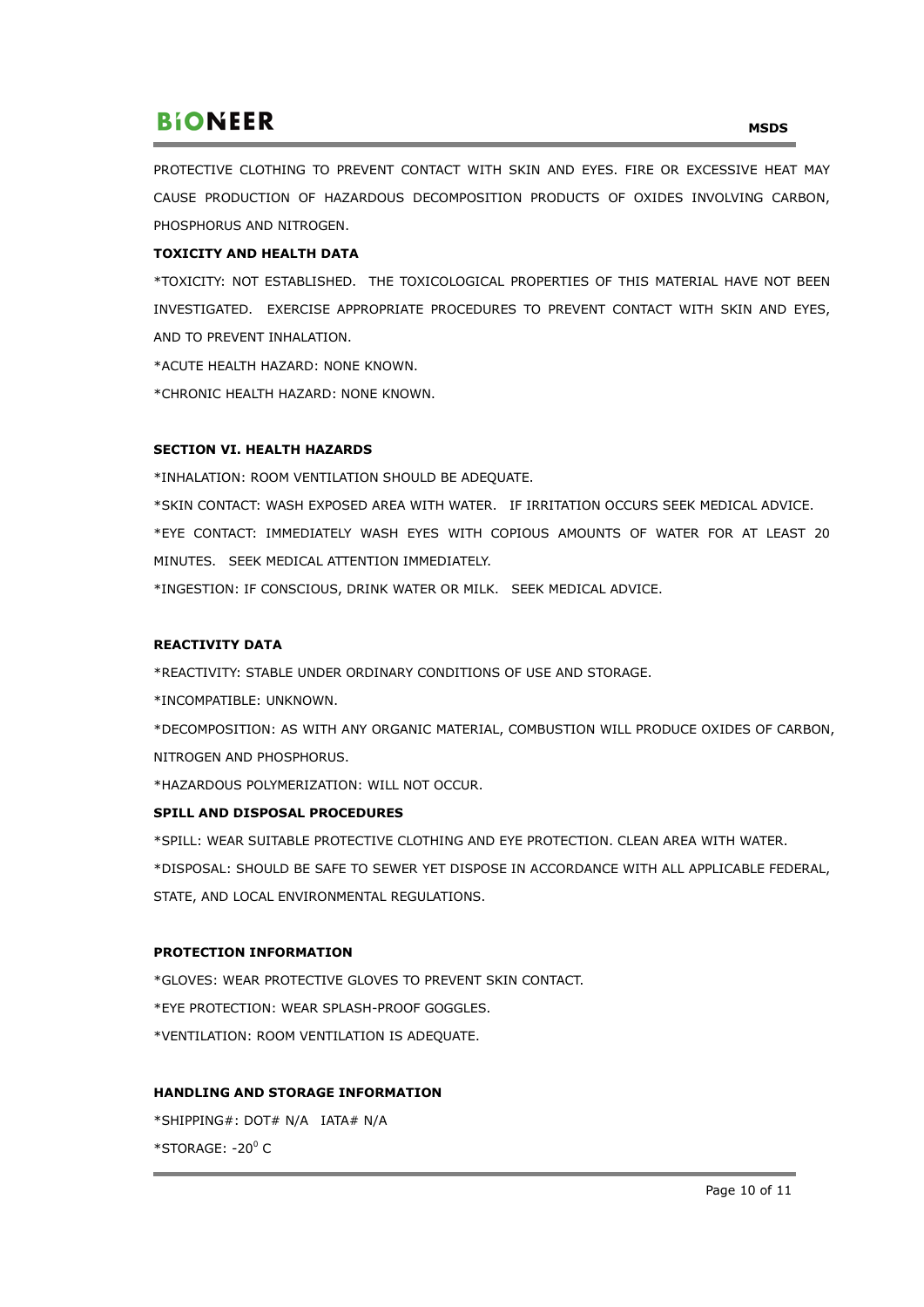PROTECTIVE CLOTHING TO PREVENT CONTACT WITH SKIN AND EYES. FIRE OR EXCESSIVE HEAT MAY CAUSE PRODUCTION OF HAZARDOUS DECOMPOSITION PRODUCTS OF OXIDES INVOLVING CARBON, PHOSPHORUS AND NITROGEN.

**TOXICITY AND HEALTH DATA**

*TOXICITY: NOT ESTABLISHED. THE TOXICOLOGICAL PROPERTIES OF THIS MATERIAL HAVE NOT BEEN INVESTIGATED. EXERCISE APPROPRIATE PROCEDURES TO PREVENT CONTACT WITH SKIN AND EYES, AND TO PREVENT INHALATION.

*ACUTE HEALTH HAZARD: NONE KNOWN.

*CHRONIC HEALTH HAZARD: NONE KNOWN.

**SECTION VI. HEALTH HAZARDS**

*INHALATION: ROOM VENTILATION SHOULD BE ADEQUATE.

*SKIN CONTACT: WASH EXPOSED AREA WITH WATER. IF IRRITATION OCCURS SEEK MEDICAL ADVICE.

*EYE CONTACT: IMMEDIATELY WASH EYES WITH COPIOUS AMOUNTS OF WATER FOR AT LEAST 20 MINUTES. SEEK MEDICAL ATTENTION IMMEDIATELY.

*INGESTION: IF CONSCIOUS, DRINK WATER OR MILK. SEEK MEDICAL ADVICE.

**REACTIVITY DATA**

*REACTIVITY: STABLE UNDER ORDINARY CONDITIONS OF USE AND STORAGE.

*INCOMPATIBLE: UNKNOWN.

*DECOMPOSITION: AS WITH ANY ORGANIC MATERIAL, COMBUSTION WILL PRODUCE OXIDES OF CARBON, NITROGEN AND PHOSPHORUS.

*HAZARDOUS POLYMERIZATION: WILL NOT OCCUR.

**SPILL AND DISPOSAL PROCEDURES**

*SPILL: WEAR SUITABLE PROTECTIVE CLOTHING AND EYE PROTECTION. CLEAN AREA WITH WATER.

*DISPOSAL: SHOULD BE SAFE TO SEWER YET DISPOSE IN ACCORDANCE WITH ALL APPLICABLE FEDERAL, STATE, AND LOCAL ENVIRONMENTAL REGULATIONS.

**PROTECTION INFORMATION**

*GLOVES: WEAR PROTECTIVE GLOVES TO PREVENT SKIN CONTACT.

*EYE PROTECTION: WEAR SPLASH-PROOF GOGGLES.

*VENTILATION: ROOM VENTILATION IS ADEQUATE.

**HANDLING AND STORAGE INFORMATION**

*SHIPPING#: DOT# N/A IATA# N/A

*STORAGE: $-20^{0}$ C